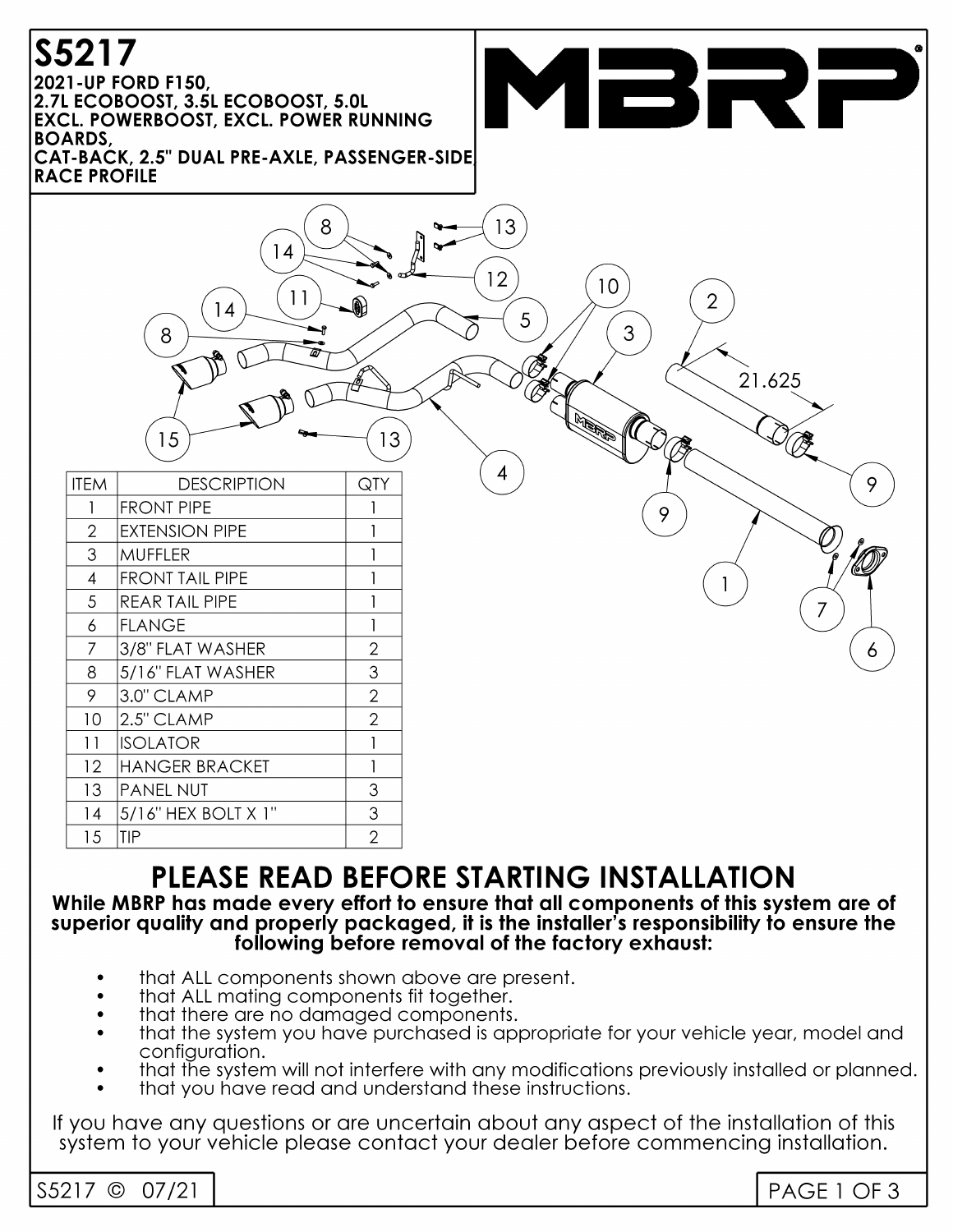# S5217

**2021-UP FORD F150, 2.7L ECOBOOST, 3.5L ECOBOOST, 5.0L EXCL. POWERBOOST, EXCL. POWER RUNNING BOARDS, CAT-BACK, 2.5" DUAL PRE-AXLE, PASSENGER-SIDE, RACE PROFILE**

MBRP

| ITEM | DESCRIPTION | QTY |
|---|---|---|
| 1 | FRONT PIPE | 1 |
| 2 | EXTENSION PIPE | 1 |
| 3 | MUFFLER | 1 |
| 4 | FRONT TAIL PIPE | 1 |
| 5 | REAR TAIL PIPE | 1 |
| 6 | FLANGE | 1 |
| 7 | 3/8" FLAT WASHER | 2 |
| 8 | 5/16" FLAT WASHER | 3 |
| 9 | 3.0" CLAMP | 2 |
| 10 | 2.5" CLAMP | 2 |
| 11 | ISOLATOR | 1 |
| 12 | HANGER BRACKET | 1 |
| 13 | PANEL NUT | 3 |
| 14 | 5/16" HEX BOLT X 1" | 3 |
| 15 | TIP | 2 |

## PLEASE READ BEFORE STARTING INSTALLATION

**While MBRP has made every effort to ensure that all components of this system are of superior quality and properly packaged, it is the installer's responsibility to ensure the following before removal of the factory exhaust:**

- that ALL components shown above are present.
- that ALL mating components fit together.
- that there are no damaged components.
- that the system you have purchased is appropriate for your vehicle year, model and configuration.
- that the system will not interfere with any modifications previously installed or planned.
- that you have read and understand these instructions.

If you have any questions or are uncertain about any aspect of the installation of this system to your vehicle please contact your dealer before commencing installation.

S5217 © 07/21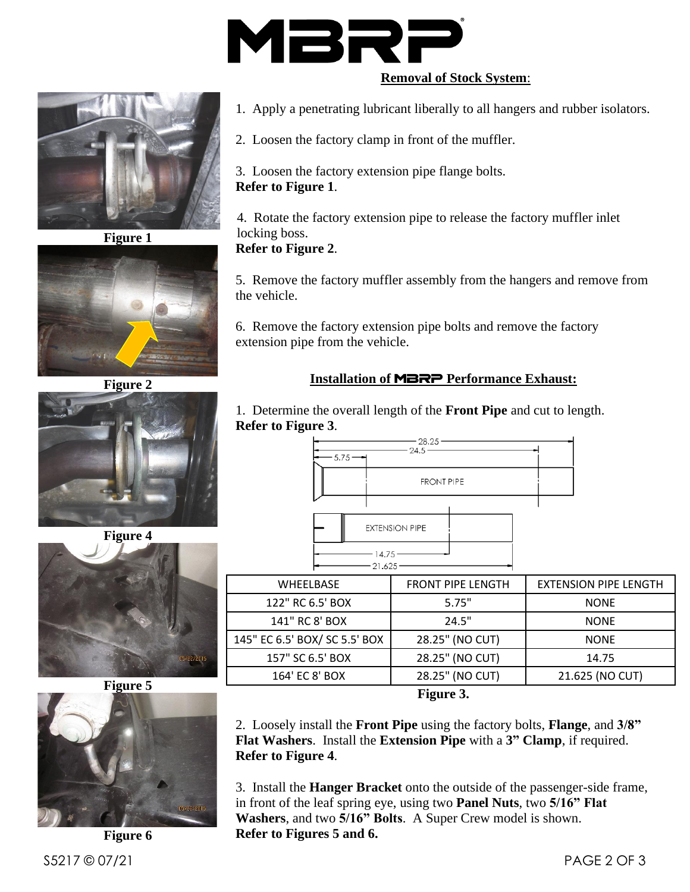**MBRP**

## Removal of Stock System:

1. Apply a penetrating lubricant liberally to all hangers and rubber isolators.

2. Loosen the factory clamp in front of the muffler.

3. Loosen the factory extension pipe flange bolts.
**Refer to Figure 1**.

4. Rotate the factory extension pipe to release the factory muffler inlet locking boss.
**Refer to Figure 2**.

5. Remove the factory muffler assembly from the hangers and remove from the vehicle.

6. Remove the factory extension pipe bolts and remove the factory extension pipe from the vehicle.

Figure 1

Figure 2

## Installation of MBRP Performance Exhaust:

1. Determine the overall length of the **Front Pipe** and cut to length.
**Refer to Figure 3**.

28.25
24.5
5.75
FRONT PIPE

EXTENSION PIPE
14.75
21.625

| WHEELBASE | FRONT PIPE LENGTH | EXTENSION PIPE LENGTH |
|---|---|---|
| 122" RC 6.5' BOX | 5.75" | NONE |
| 141" RC 8' BOX | 24.5" | NONE |
| 145" EC 6.5' BOX/ SC 5.5' BOX | 28.25" (NO CUT) | NONE |
| 157" SC 6.5' BOX | 28.25" (NO CUT) | 14.75 |
| 164' EC 8' BOX | 28.25" (NO CUT) | 21.625 (NO CUT) |

**Figure 3.**

2. Loosely install the **Front Pipe** using the factory bolts, **Flange**, and **3/8" Flat Washers**. Install the **Extension Pipe** with a **3" Clamp**, if required.
**Refer to Figure 4**.

3. Install the **Hanger Bracket** onto the outside of the passenger-side frame, in front of the leaf spring eye, using two **Panel Nuts**, two **5/16" Flat Washers**, and two **5/16" Bolts**. A Super Crew model is shown.
**Refer to Figures 5 and 6.**

Figure 4

Figure 5

Figure 6

S5217 © 07/21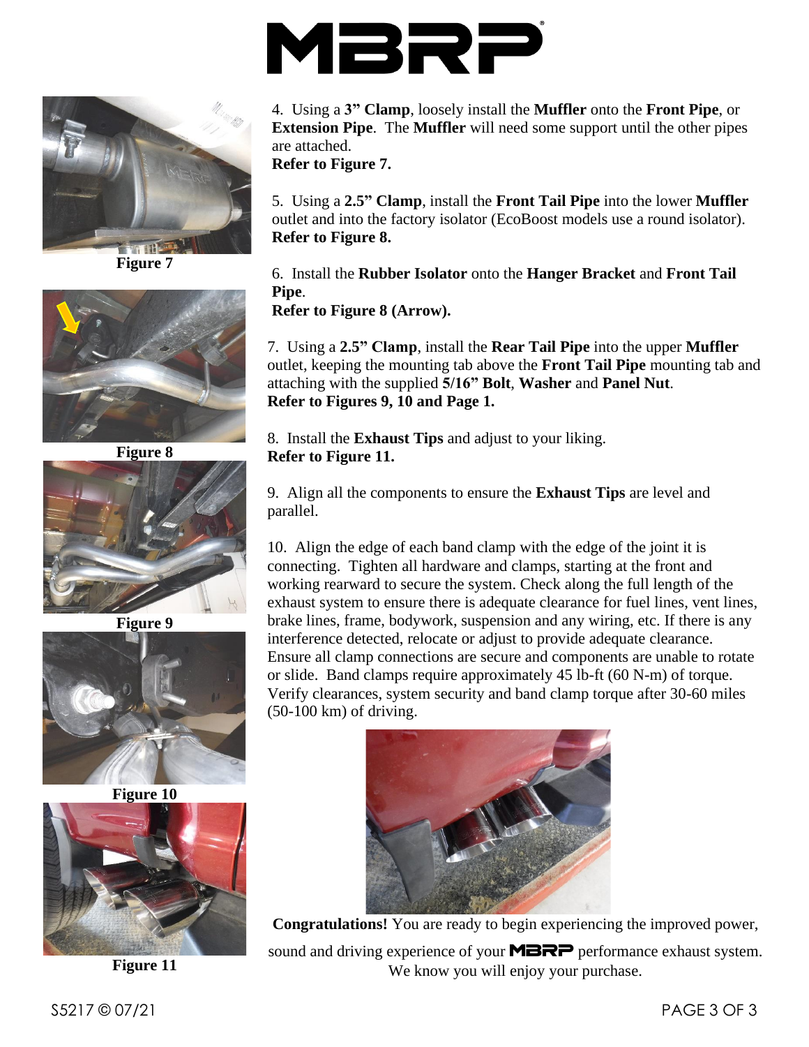4. Using a **3" Clamp**, loosely install the **Muffler** onto the **Front Pipe**, or **Extension Pipe**. The **Muffler** will need some support until the other pipes are attached.
**Refer to Figure 7.**

Figure 7

5. Using a **2.5" Clamp**, install the **Front Tail Pipe** into the lower **Muffler** outlet and into the factory isolator (EcoBoost models use a round isolator).
**Refer to Figure 8.**

6. Install the **Rubber Isolator** onto the **Hanger Bracket** and **Front Tail Pipe**.
**Refer to Figure 8 (Arrow).**

Figure 8

7. Using a **2.5" Clamp**, install the **Rear Tail Pipe** into the upper **Muffler** outlet, keeping the mounting tab above the **Front Tail Pipe** mounting tab and attaching with the supplied **5/16" Bolt**, **Washer** and **Panel Nut**.
**Refer to Figures 9, 10 and Page 1.**

Figure 9

Figure 10

8. Install the **Exhaust Tips** and adjust to your liking.
**Refer to Figure 11.**

Figure 11

9. Align all the components to ensure the **Exhaust Tips** are level and parallel.

10. Align the edge of each band clamp with the edge of the joint it is connecting. Tighten all hardware and clamps, starting at the front and working rearward to secure the system. Check along the full length of the exhaust system to ensure there is adequate clearance for fuel lines, vent lines, brake lines, frame, bodywork, suspension and any wiring, etc. If there is any interference detected, relocate or adjust to provide adequate clearance. Ensure all clamp connections are secure and components are unable to rotate or slide. Band clamps require approximately 45 lb-ft (60 N-m) of torque. Verify clearances, system security and band clamp torque after 30-60 miles (50-100 km) of driving.

**Congratulations!** You are ready to begin experiencing the improved power, sound and driving experience of your MBRP performance exhaust system. We know you will enjoy your purchase.

S5217 © 07/21